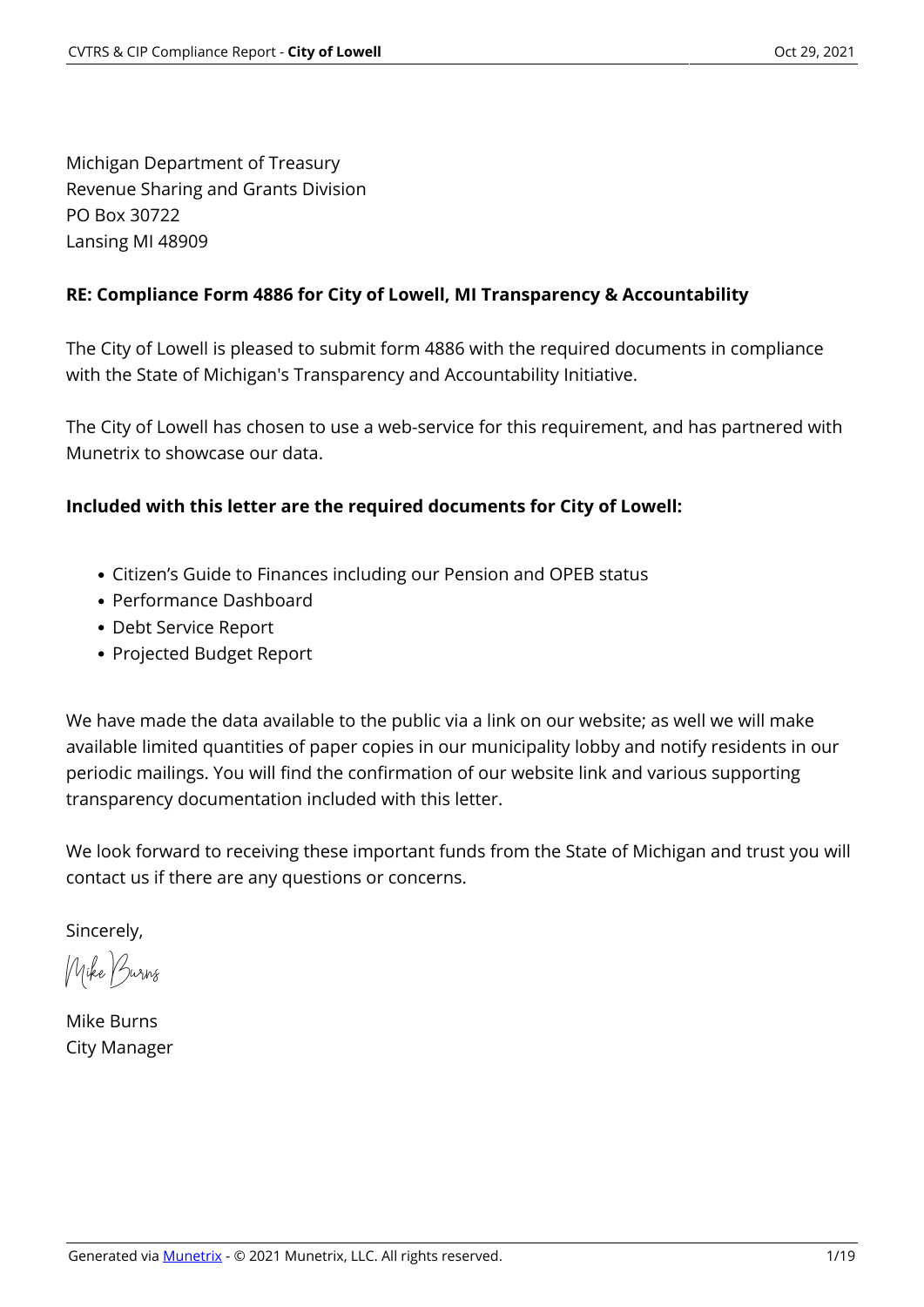Michigan Department of Treasury
Revenue Sharing and Grants Division
PO Box 30722
Lansing MI 48909

**RE: Compliance Form 4886 for City of Lowell, MI Transparency & Accountability**

The City of Lowell is pleased to submit form 4886 with the required documents in compliance with the State of Michigan's Transparency and Accountability Initiative.

The City of Lowell has chosen to use a web-service for this requirement, and has partnered with Munetrix to showcase our data.

**Included with this letter are the required documents for City of Lowell:**

- Citizen's Guide to Finances including our Pension and OPEB status
- Performance Dashboard
- Debt Service Report
- Projected Budget Report

We have made the data available to the public via a link on our website; as well we will make available limited quantities of paper copies in our municipality lobby and notify residents in our periodic mailings. You will find the confirmation of our website link and various supporting transparency documentation included with this letter.

We look forward to receiving these important funds from the State of Michigan and trust you will contact us if there are any questions or concerns.

Sincerely,

Mike Burns

Mike Burns
City Manager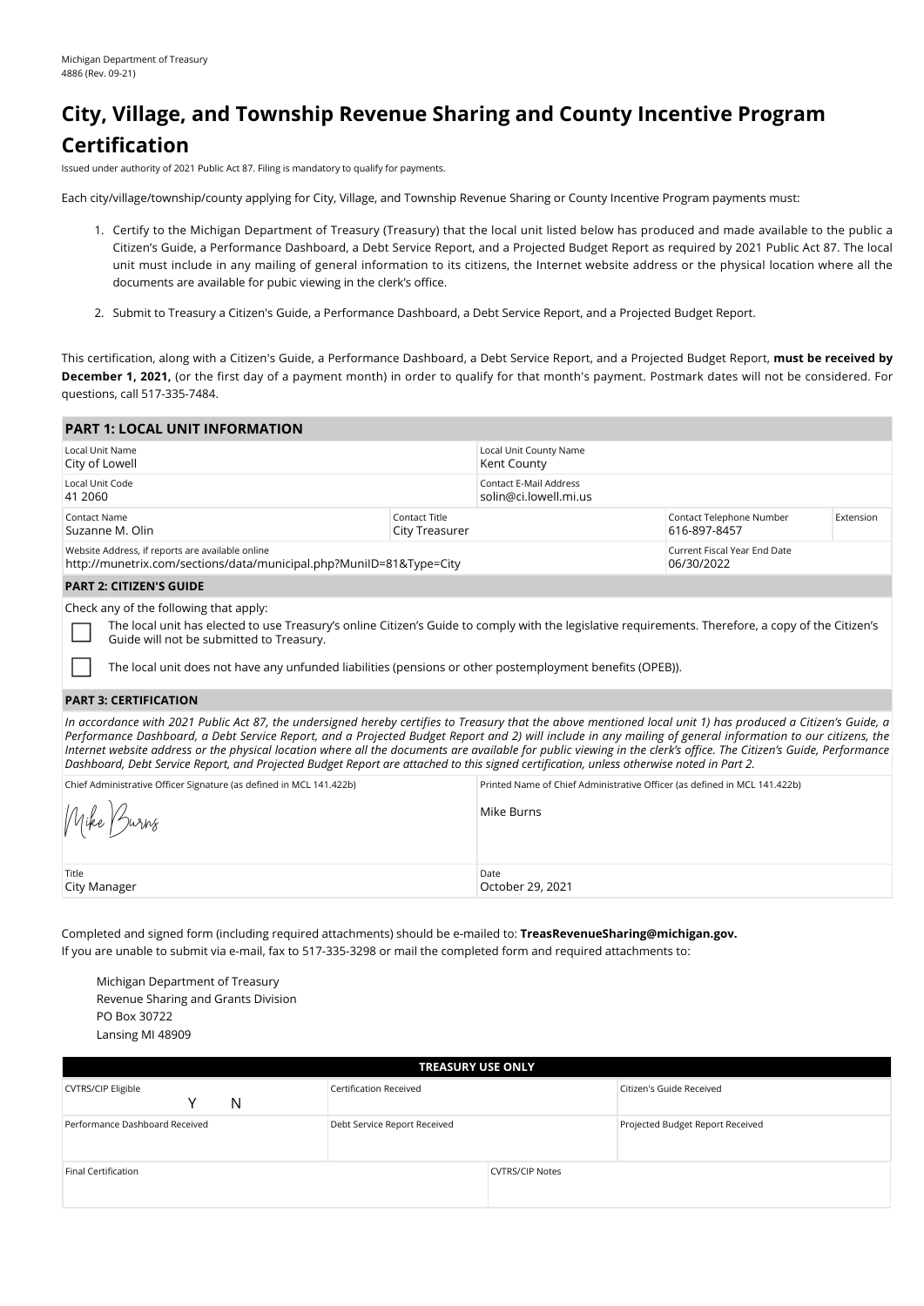Michigan Department of Treasury
4886 (Rev. 09-21)

# City, Village, and Township Revenue Sharing and County Incentive Program Certification

Issued under authority of 2021 Public Act 87. Filing is mandatory to qualify for payments.

Each city/village/township/county applying for City, Village, and Township Revenue Sharing or County Incentive Program payments must:

1. Certify to the Michigan Department of Treasury (Treasury) that the local unit listed below has produced and made available to the public a Citizen's Guide, a Performance Dashboard, a Debt Service Report, and a Projected Budget Report as required by 2021 Public Act 87. The local unit must include in any mailing of general information to its citizens, the Internet website address or the physical location where all the documents are available for pubic viewing in the clerk's office.
2. Submit to Treasury a Citizen's Guide, a Performance Dashboard, a Debt Service Report, and a Projected Budget Report.

This certification, along with a Citizen's Guide, a Performance Dashboard, a Debt Service Report, and a Projected Budget Report, **must be received by December 1, 2021,** (or the first day of a payment month) in order to qualify for that month's payment. Postmark dates will not be considered. For questions, call 517-335-7484.

## PART 1: LOCAL UNIT INFORMATION

| Local Unit Name | | Local Unit County Name | |
|---|---|---|---|
| City of Lowell | | Kent County | |
| **Local Unit Code** | | **Contact E-Mail Address** | |
| 41 2060 | | solin@ci.lowell.mi.us | |
| **Contact Name** | **Contact Title** | **Contact Telephone Number** | **Extension** |
| Suzanne M. Olin | City Treasurer | 616-897-8457 | |
| **Website Address, if reports are available online** | | **Current Fiscal Year End Date** | |
| http://munetrix.com/sections/data/municipal.php?MuniID=81&Type=City | | 06/30/2022 | |

## PART 2: CITIZEN'S GUIDE

Check any of the following that apply:

- ☐ The local unit has elected to use Treasury's online Citizen's Guide to comply with the legislative requirements. Therefore, a copy of the Citizen's Guide will not be submitted to Treasury.
- ☐ The local unit does not have any unfunded liabilities (pensions or other postemployment benefits (OPEB)).

## PART 3: CERTIFICATION

*In accordance with 2021 Public Act 87, the undersigned hereby certifies to Treasury that the above mentioned local unit 1) has produced a Citizen's Guide, a Performance Dashboard, a Debt Service Report, and a Projected Budget Report and 2) will include in any mailing of general information to our citizens, the Internet website address or the physical location where all the documents are available for public viewing in the clerk's office. The Citizen's Guide, Performance Dashboard, Debt Service Report, and Projected Budget Report are attached to this signed certification, unless otherwise noted in Part 2.*

| Chief Administrative Officer Signature (as defined in MCL 141.422b) | Printed Name of Chief Administrative Officer (as defined in MCL 141.422b) |
|---|---|
| Mike Burns | Mike Burns |
| **Title** | **Date** |
| City Manager | October 29, 2021 |

Completed and signed form (including required attachments) should be e-mailed to: **TreasRevenueSharing@michigan.gov.**
If you are unable to submit via e-mail, fax to 517-335-3298 or mail the completed form and required attachments to:

Michigan Department of Treasury
Revenue Sharing and Grants Division
PO Box 30722
Lansing MI 48909

| TREASURY USE ONLY | | |
|---|---|---|
| CVTRS/CIP Eligible Y N | Certification Received | Citizen's Guide Received |
| Performance Dashboard Received | Debt Service Report Received | Projected Budget Report Received |
| Final Certification | CVTRS/CIP Notes | |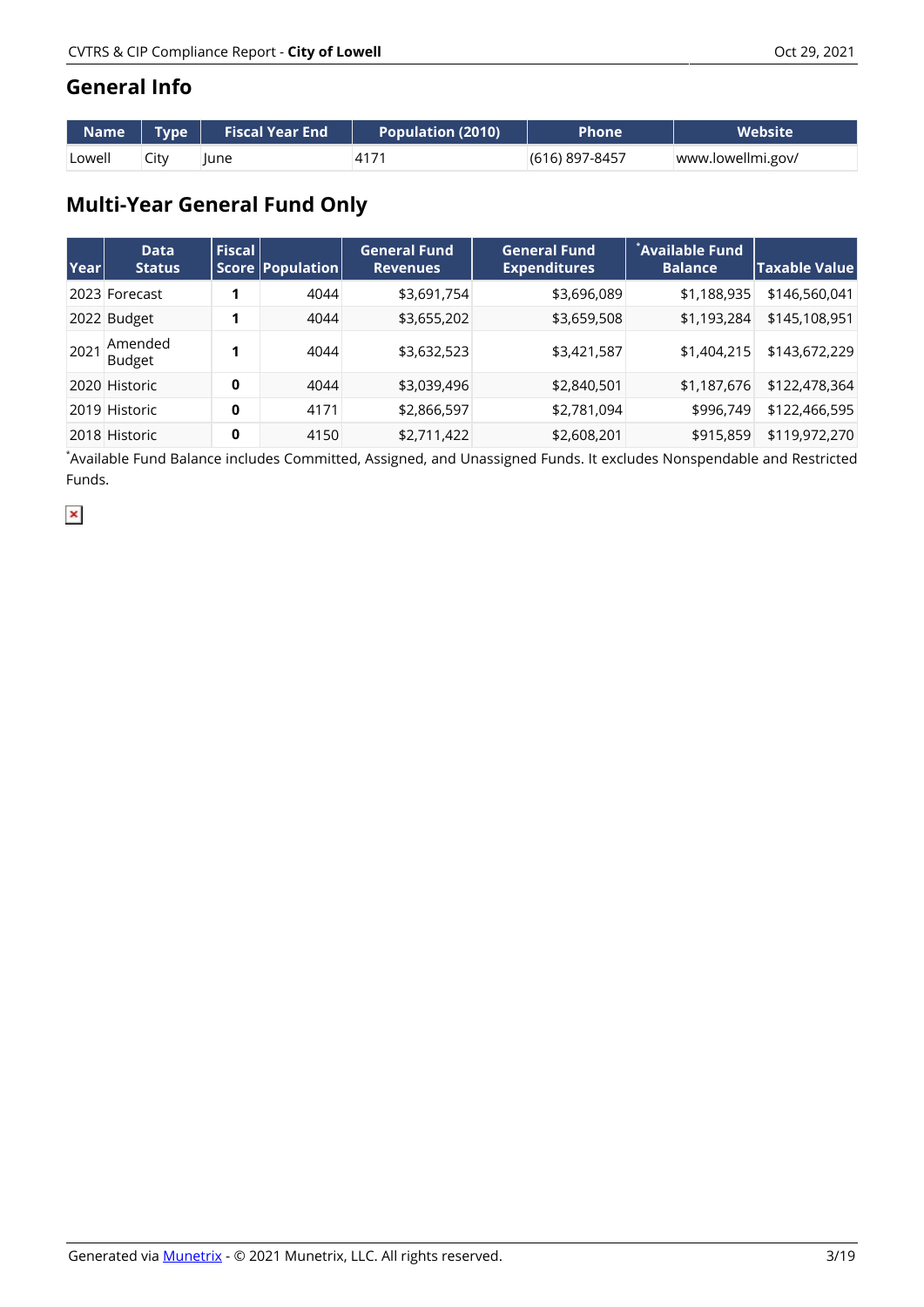## General Info

| Name | Type | Fiscal Year End | Population (2010) | Phone | Website |
|---|---|---|---|---|---|
| Lowell | City | June | 4171 | (616) 897-8457 | www.lowellmi.gov/ |

## Multi-Year General Fund Only

| Year | Data Status | Fiscal Score | Population | General Fund Revenues | General Fund Expenditures | *Available Fund Balance | Taxable Value |
|---|---|---|---|---|---|---|---|
| 2023 | Forecast | **1** | 4044 | $3,691,754 | $3,696,089 | $1,188,935 | $146,560,041 |
| 2022 | Budget | **1** | 4044 | $3,655,202 | $3,659,508 | $1,193,284 | $145,108,951 |
| 2021 | Amended Budget | **1** | 4044 | $3,632,523 | $3,421,587 | $1,404,215 | $143,672,229 |
| 2020 | Historic | **0** | 4044 | $3,039,496 | $2,840,501 | $1,187,676 | $122,478,364 |
| 2019 | Historic | **0** | 4171 | $2,866,597 | $2,781,094 | $996,749 | $122,466,595 |
| 2018 | Historic | **0** | 4150 | $2,711,422 | $2,608,201 | $915,859 | $119,972,270 |

*Available Fund Balance includes Committed, Assigned, and Unassigned Funds. It excludes Nonspendable and Restricted Funds.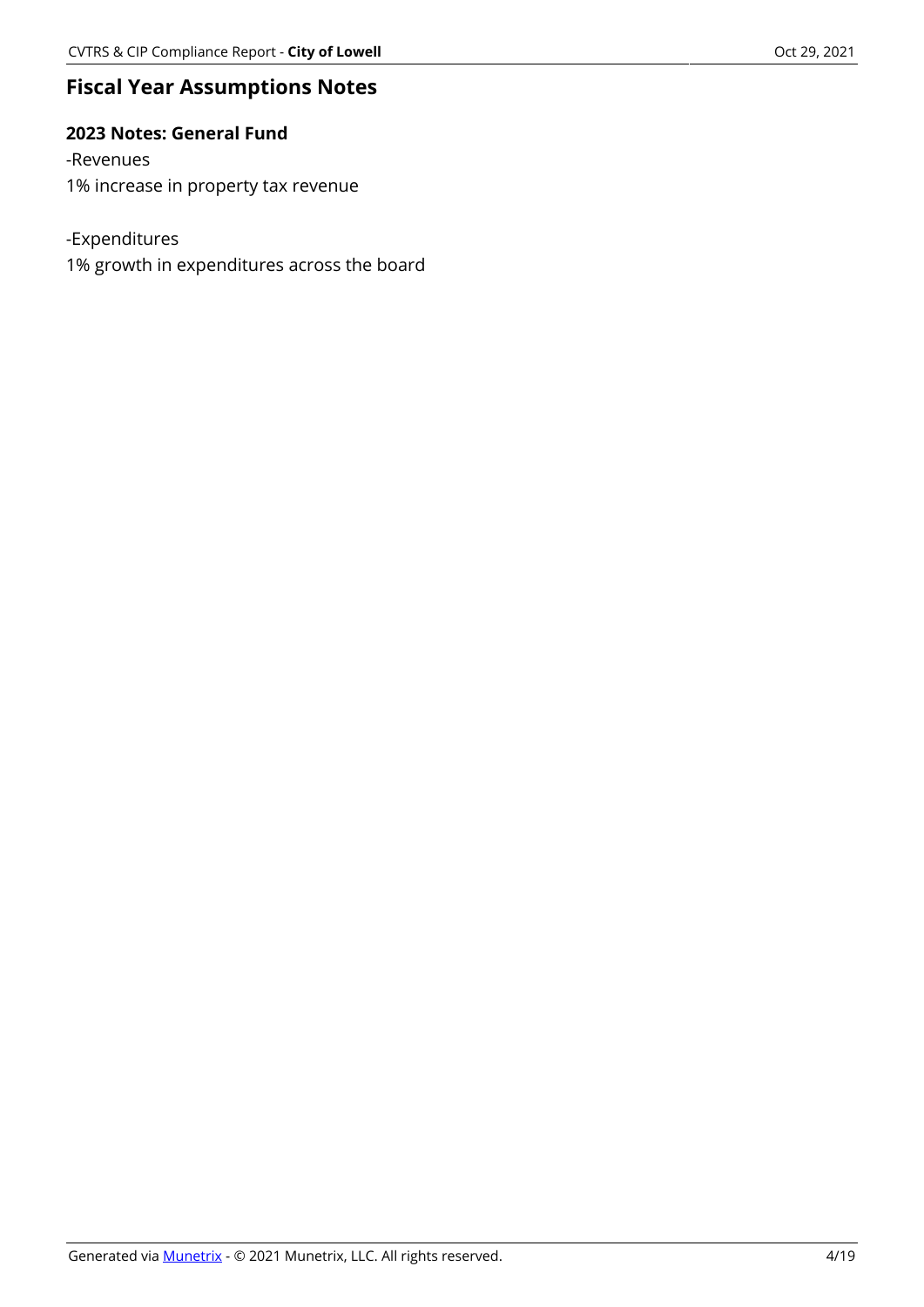## Fiscal Year Assumptions Notes

### 2023 Notes: General Fund

-Revenues

1% increase in property tax revenue

-Expenditures

1% growth in expenditures across the board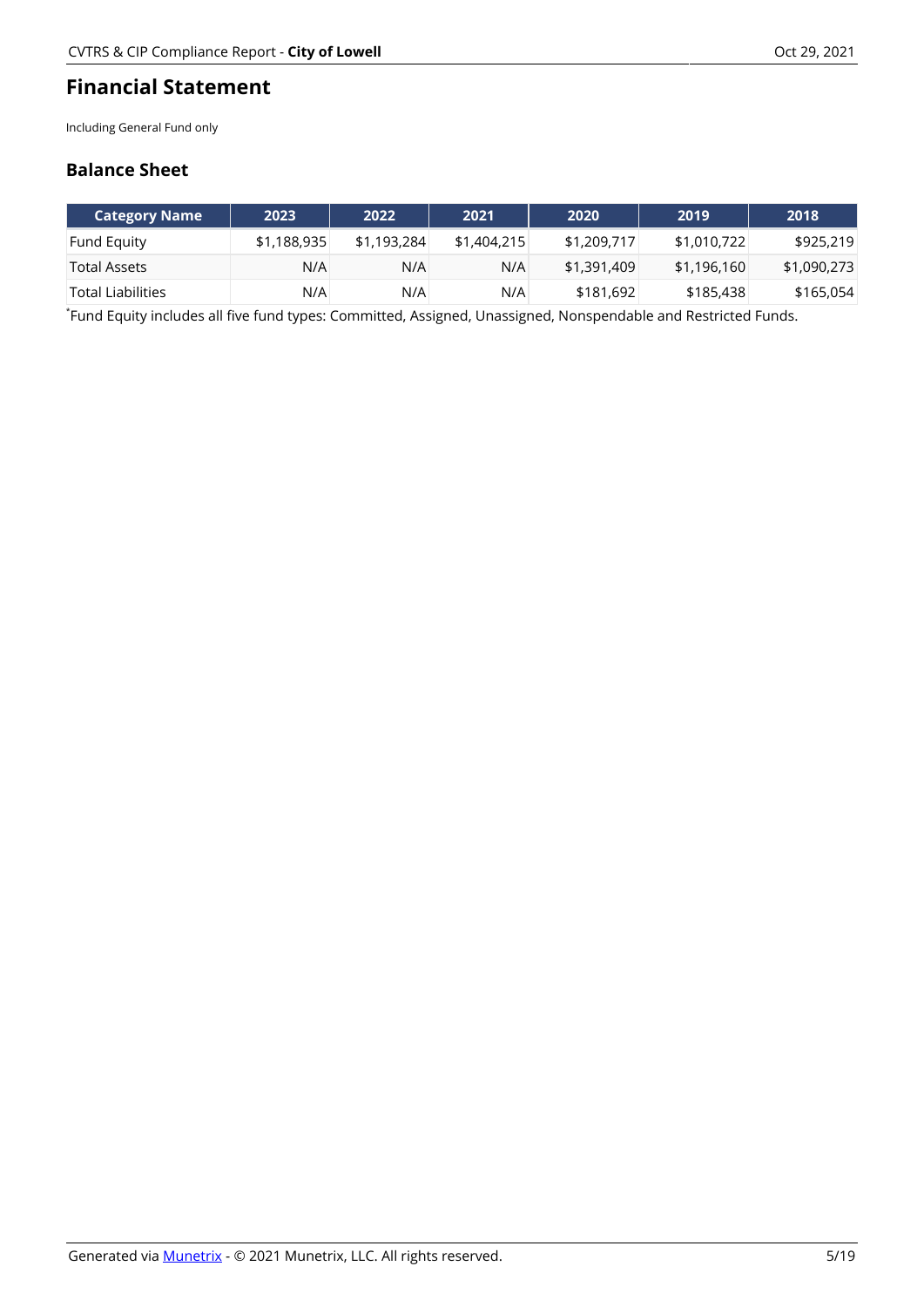# Financial Statement

Including General Fund only

## Balance Sheet

| Category Name | 2023 | 2022 | 2021 | 2020 | 2019 | 2018 |
|---|---|---|---|---|---|---|
| Fund Equity | $1,188,935 | $1,193,284 | $1,404,215 | $1,209,717 | $1,010,722 | $925,219 |
| Total Assets | N/A | N/A | N/A | $1,391,409 | $1,196,160 | $1,090,273 |
| Total Liabilities | N/A | N/A | N/A | $181,692 | $185,438 | $165,054 |

*Fund Equity includes all five fund types: Committed, Assigned, Unassigned, Nonspendable and Restricted Funds.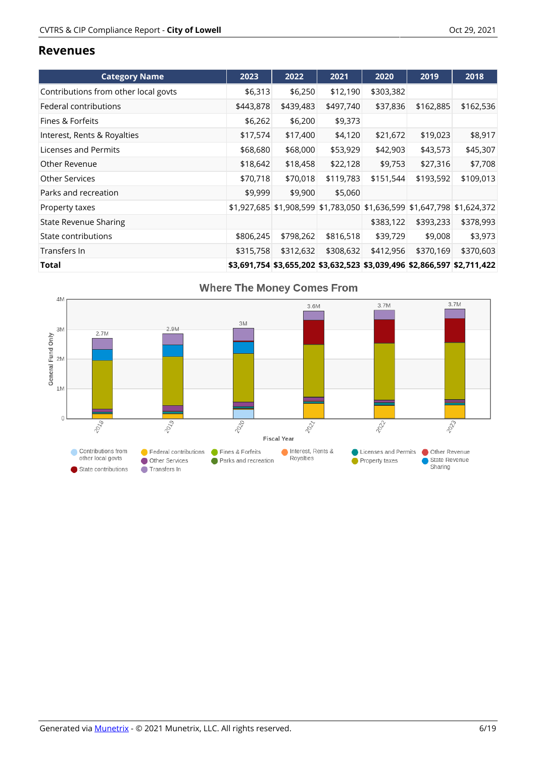## Revenues

| Category Name | 2023 | 2022 | 2021 | 2020 | 2019 | 2018 |
|---|---|---|---|---|---|---|
| Contributions from other local govts | $6,313 | $6,250 | $12,190 | $303,382 | | |
| Federal contributions | $443,878 | $439,483 | $497,740 | $37,836 | $162,885 | $162,536 |
| Fines & Forfeits | $6,262 | $6,200 | $9,373 | | | |
| Interest, Rents & Royalties | $17,574 | $17,400 | $4,120 | $21,672 | $19,023 | $8,917 |
| Licenses and Permits | $68,680 | $68,000 | $53,929 | $42,903 | $43,573 | $45,307 |
| Other Revenue | $18,642 | $18,458 | $22,128 | $9,753 | $27,316 | $7,708 |
| Other Services | $70,718 | $70,018 | $119,783 | $151,544 | $193,592 | $109,013 |
| Parks and recreation | $9,999 | $9,900 | $5,060 | | | |
| Property taxes | $1,927,685 | $1,908,599 | $1,783,050 | $1,636,599 | $1,647,798 | $1,624,372 |
| State Revenue Sharing | | | | $383,122 | $393,233 | $378,993 |
| State contributions | $806,245 | $798,262 | $816,518 | $39,729 | $9,008 | $3,973 |
| Transfers In | $315,758 | $312,632 | $308,632 | $412,956 | $370,169 | $370,603 |
| **Total** | **$3,691,754** | **$3,655,202** | **$3,632,523** | **$3,039,496** | **$2,866,597** | **$2,711,422** |

**Where The Money Comes From**

General Fund Only; Fiscal Year: 2018 – 2.7M; 2019 – 2.9M; 2020 – 3M; 2021 – 3.6M; 2022 – 3.7M; 2023 – 3.7M

Legend: Contributions from other local govts, Federal contributions, Fines & Forfeits, Interest, Rents & Royalties, Licenses and Permits, Other Revenue, Other Services, Parks and recreation, Property taxes, State Revenue Sharing, State contributions, Transfers In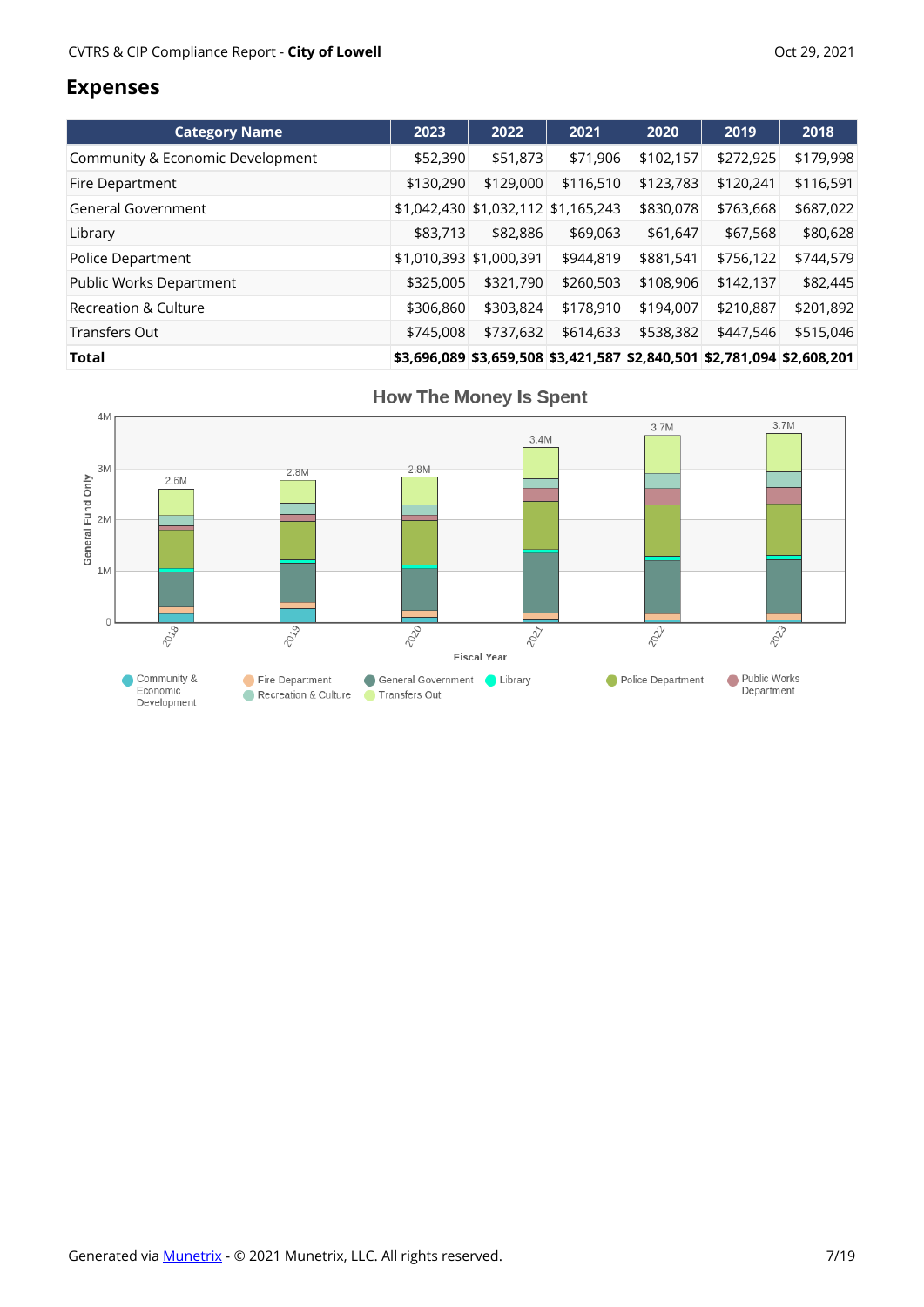## Expenses

| Category Name | 2023 | 2022 | 2021 | 2020 | 2019 | 2018 |
|---|---|---|---|---|---|---|
| Community & Economic Development | $52,390 | $51,873 | $71,906 | $102,157 | $272,925 | $179,998 |
| Fire Department | $130,290 | $129,000 | $116,510 | $123,783 | $120,241 | $116,591 |
| General Government | $1,042,430 | $1,032,112 | $1,165,243 | $830,078 | $763,668 | $687,022 |
| Library | $83,713 | $82,886 | $69,063 | $61,647 | $67,568 | $80,628 |
| Police Department | $1,010,393 | $1,000,391 | $944,819 | $881,541 | $756,122 | $744,579 |
| Public Works Department | $325,005 | $321,790 | $260,503 | $108,906 | $142,137 | $82,445 |
| Recreation & Culture | $306,860 | $303,824 | $178,910 | $194,007 | $210,887 | $201,892 |
| Transfers Out | $745,008 | $737,632 | $614,633 | $538,382 | $447,546 | $515,046 |
| **Total** | **$3,696,089** | **$3,659,508** | **$3,421,587** | **$2,840,501** | **$2,781,094** | **$2,608,201** |

**How The Money Is Spent**

General Fund Only; Fiscal Year: 2018 – 2.6M; 2019 – 2.8M; 2020 – 2.8M; 2021 – 3.4M; 2022 – 3.7M; 2023 – 3.7M

Legend: Community & Economic Development, Fire Department, General Government, Library, Police Department, Public Works Department, Recreation & Culture, Transfers Out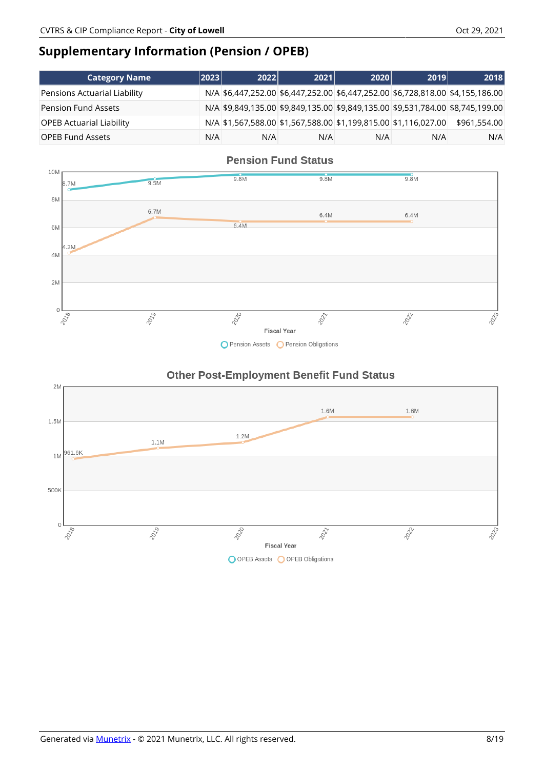## Supplementary Information (Pension / OPEB)

| Category Name | 2023 | 2022 | 2021 | 2020 | 2019 | 2018 |
|---|---|---|---|---|---|---|
| Pensions Actuarial Liability | N/A | $6,447,252.00 | $6,447,252.00 | $6,447,252.00 | $6,728,818.00 | $4,155,186.00 |
| Pension Fund Assets | N/A | $9,849,135.00 | $9,849,135.00 | $9,849,135.00 | $9,531,784.00 | $8,745,199.00 |
| OPEB Actuarial Liability | N/A | $1,567,588.00 | $1,567,588.00 | $1,199,815.00 | $1,116,027.00 | $961,554.00 |
| OPEB Fund Assets | N/A | N/A | N/A | N/A | N/A | N/A |

**Pension Fund Status**

| Fiscal Year | 2018 | 2019 | 2020 | 2021 | 2022 |
|---|---|---|---|---|---|
| Pension Assets | 8.7M | 9.5M | 9.8M | 9.8M | 9.8M |
| Pension Obligations | 4.2M | 6.7M | 6.4M | 6.4M | 6.4M |

**Other Post-Employment Benefit Fund Status**

| Fiscal Year | 2018 | 2019 | 2020 | 2021 | 2022 |
|---|---|---|---|---|---|
| OPEB Assets | | | | | |
| OPEB Obligations | 961.6K | 1.1M | 1.2M | 1.6M | 1.6M |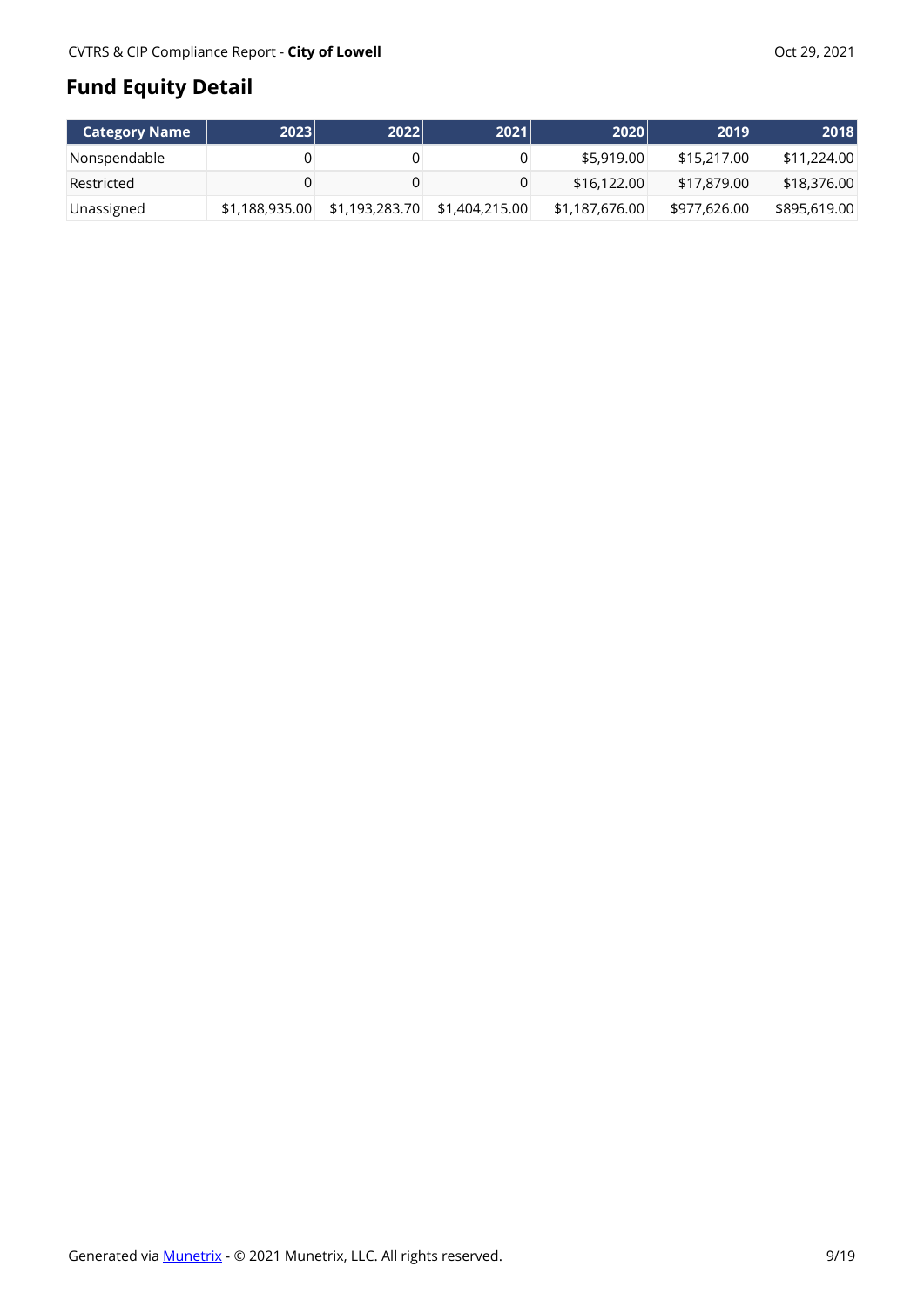# Fund Equity Detail

| Category Name | 2023 | 2022 | 2021 | 2020 | 2019 | 2018 |
|---|---|---|---|---|---|---|
| Nonspendable | 0 | 0 | 0 | $5,919.00 | $15,217.00 | $11,224.00 |
| Restricted | 0 | 0 | 0 | $16,122.00 | $17,879.00 | $18,376.00 |
| Unassigned | $1,188,935.00 | $1,193,283.70 | $1,404,215.00 | $1,187,676.00 | $977,626.00 | $895,619.00 |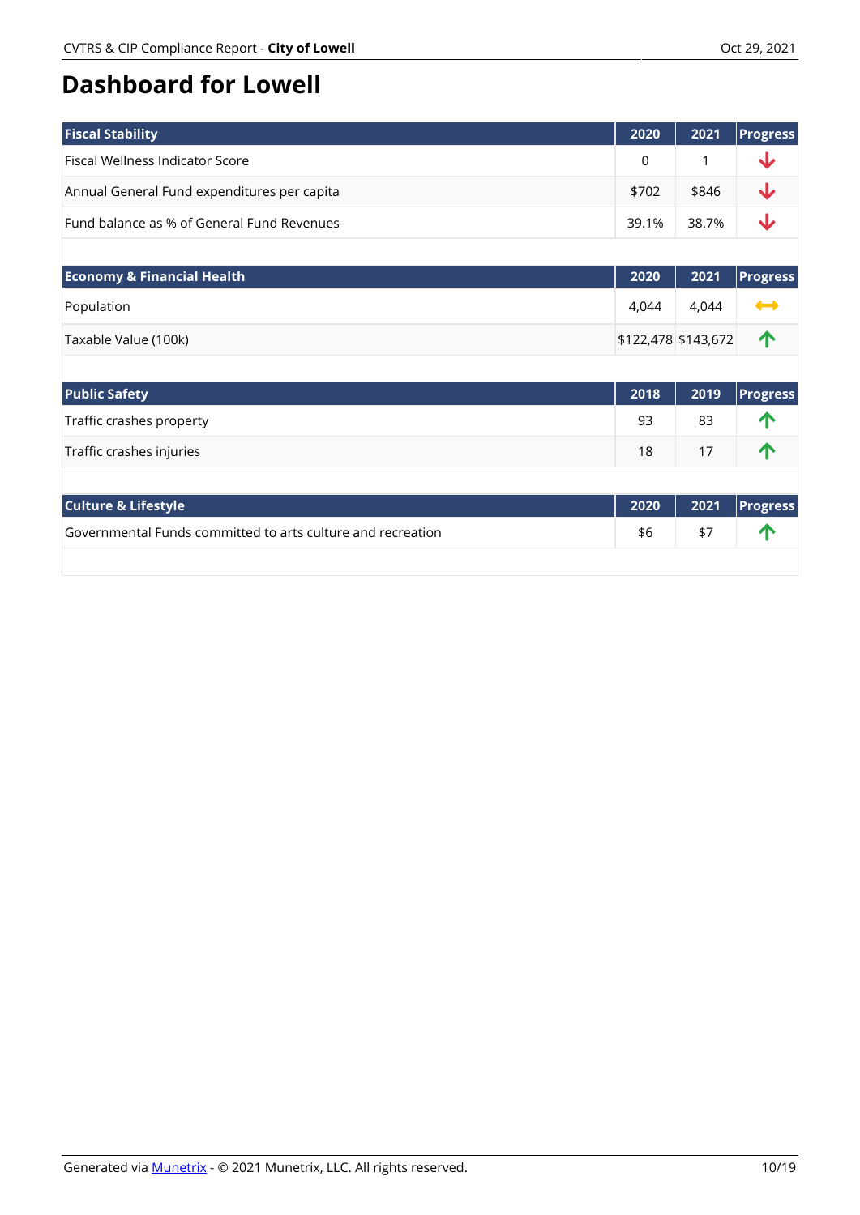# Dashboard for Lowell

| Fiscal Stability | 2020 | 2021 | Progress |
|---|---|---|---|
| Fiscal Wellness Indicator Score | 0 | 1 | ↓ |
| Annual General Fund expenditures per capita | $702 | $846 | ↓ |
| Fund balance as % of General Fund Revenues | 39.1% | 38.7% | ↓ |

| Economy & Financial Health | 2020 | 2021 | Progress |
|---|---|---|---|
| Population | 4,044 | 4,044 | ↔ |
| Taxable Value (100k) | $122,478 | $143,672 | ↑ |

| Public Safety | 2018 | 2019 | Progress |
|---|---|---|---|
| Traffic crashes property | 93 | 83 | ↑ |
| Traffic crashes injuries | 18 | 17 | ↑ |

| Culture & Lifestyle | 2020 | 2021 | Progress |
|---|---|---|---|
| Governmental Funds committed to arts culture and recreation | $6 | $7 | ↑ |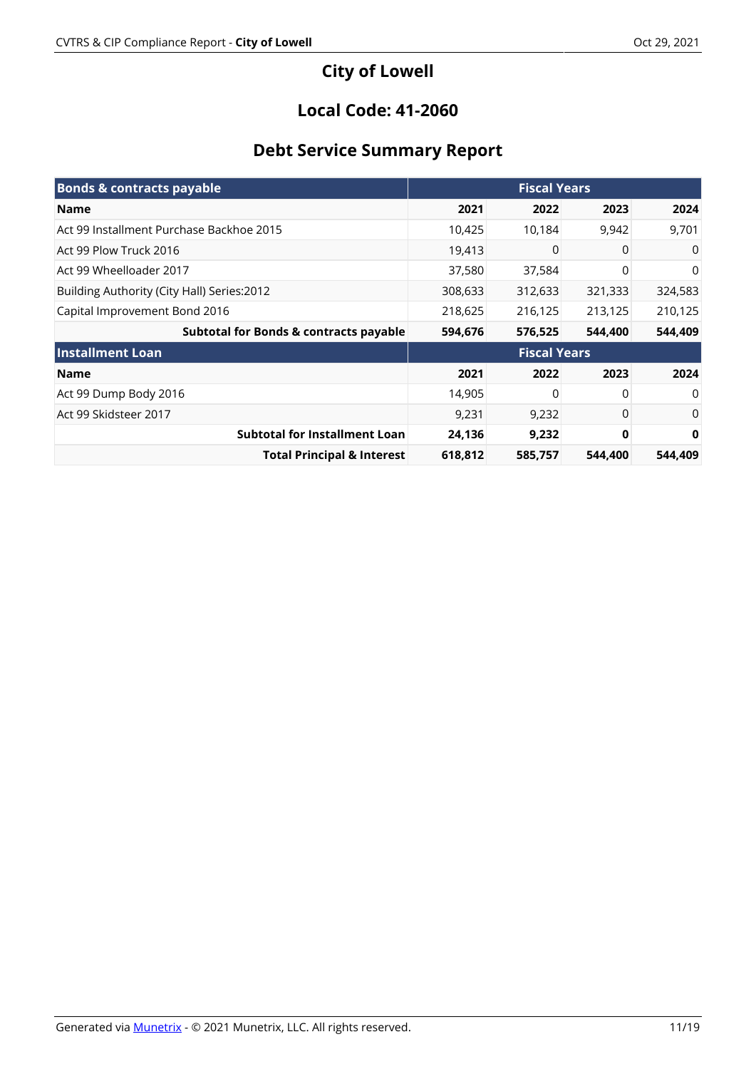# City of Lowell

## Local Code: 41-2060

## Debt Service Summary Report

| Bonds & contracts payable | Fiscal Years | | | |
|---|---|---|---|---|
| **Name** | **2021** | **2022** | **2023** | **2024** |
| Act 99 Installment Purchase Backhoe 2015 | 10,425 | 10,184 | 9,942 | 9,701 |
| Act 99 Plow Truck 2016 | 19,413 | 0 | 0 | 0 |
| Act 99 Wheelloader 2017 | 37,580 | 37,584 | 0 | 0 |
| Building Authority (City Hall) Series:2012 | 308,633 | 312,633 | 321,333 | 324,583 |
| Capital Improvement Bond 2016 | 218,625 | 216,125 | 213,125 | 210,125 |
| **Subtotal for Bonds & contracts payable** | **594,676** | **576,525** | **544,400** | **544,409** |
| **Installment Loan** | **Fiscal Years** | | | |
| **Name** | **2021** | **2022** | **2023** | **2024** |
| Act 99 Dump Body 2016 | 14,905 | 0 | 0 | 0 |
| Act 99 Skidsteer 2017 | 9,231 | 9,232 | 0 | 0 |
| **Subtotal for Installment Loan** | **24,136** | **9,232** | **0** | **0** |
| **Total Principal & Interest** | **618,812** | **585,757** | **544,400** | **544,409** |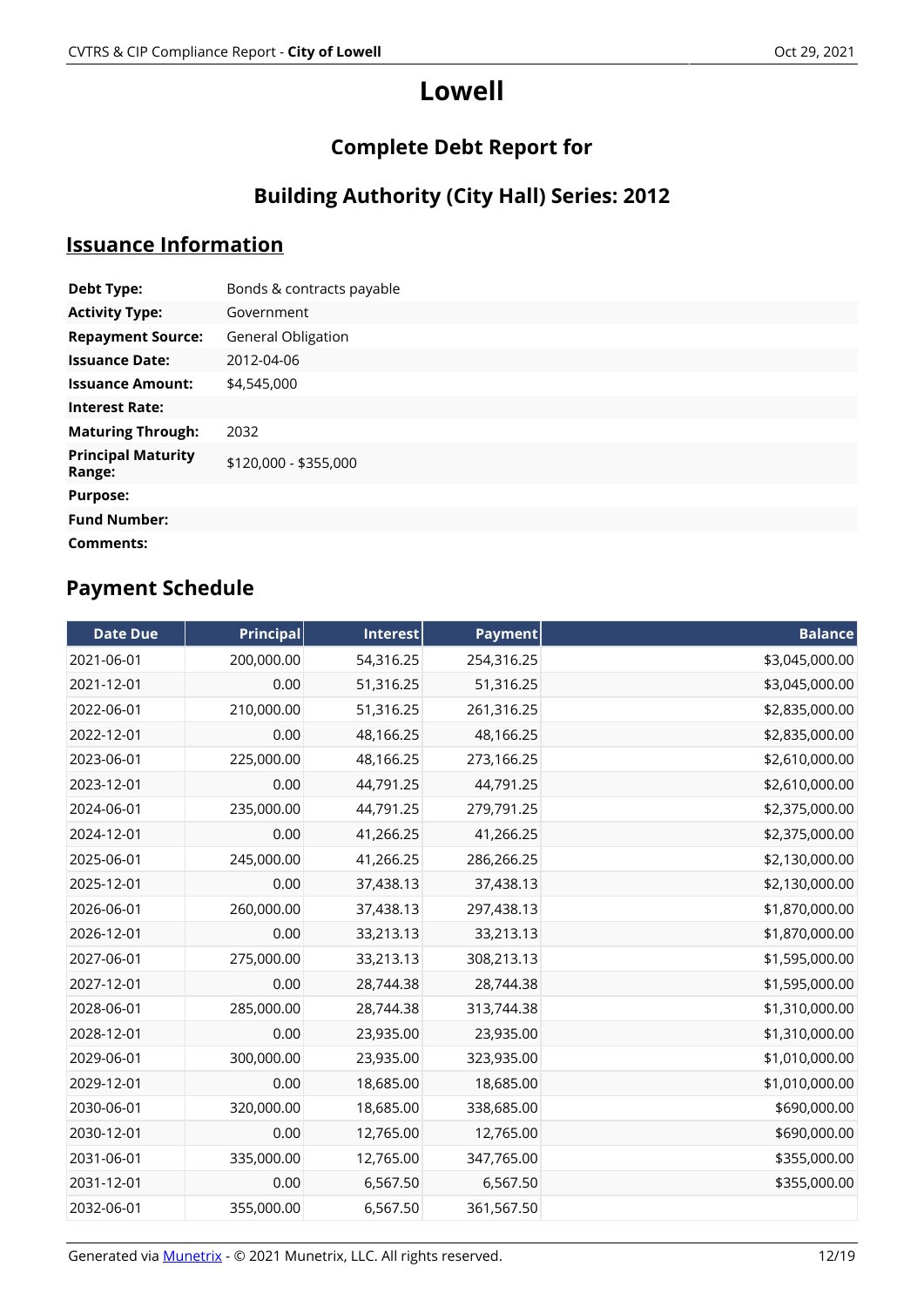# Lowell

## Complete Debt Report for

## Building Authority (City Hall) Series: 2012

## Issuance Information

| | |
|---|---|
| **Debt Type:** | Bonds & contracts payable |
| **Activity Type:** | Government |
| **Repayment Source:** | General Obligation |
| **Issuance Date:** | 2012-04-06 |
| **Issuance Amount:** | $4,545,000 |
| **Interest Rate:** | |
| **Maturing Through:** | 2032 |
| **Principal Maturity Range:** | $120,000 - $355,000 |
| **Purpose:** | |
| **Fund Number:** | |
| **Comments:** | |

## Payment Schedule

| Date Due | Principal | Interest | Payment | Balance |
|---|---:|---:|---:|---:|
| 2021-06-01 | 200,000.00 | 54,316.25 | 254,316.25 | $3,045,000.00 |
| 2021-12-01 | 0.00 | 51,316.25 | 51,316.25 | $3,045,000.00 |
| 2022-06-01 | 210,000.00 | 51,316.25 | 261,316.25 | $2,835,000.00 |
| 2022-12-01 | 0.00 | 48,166.25 | 48,166.25 | $2,835,000.00 |
| 2023-06-01 | 225,000.00 | 48,166.25 | 273,166.25 | $2,610,000.00 |
| 2023-12-01 | 0.00 | 44,791.25 | 44,791.25 | $2,610,000.00 |
| 2024-06-01 | 235,000.00 | 44,791.25 | 279,791.25 | $2,375,000.00 |
| 2024-12-01 | 0.00 | 41,266.25 | 41,266.25 | $2,375,000.00 |
| 2025-06-01 | 245,000.00 | 41,266.25 | 286,266.25 | $2,130,000.00 |
| 2025-12-01 | 0.00 | 37,438.13 | 37,438.13 | $2,130,000.00 |
| 2026-06-01 | 260,000.00 | 37,438.13 | 297,438.13 | $1,870,000.00 |
| 2026-12-01 | 0.00 | 33,213.13 | 33,213.13 | $1,870,000.00 |
| 2027-06-01 | 275,000.00 | 33,213.13 | 308,213.13 | $1,595,000.00 |
| 2027-12-01 | 0.00 | 28,744.38 | 28,744.38 | $1,595,000.00 |
| 2028-06-01 | 285,000.00 | 28,744.38 | 313,744.38 | $1,310,000.00 |
| 2028-12-01 | 0.00 | 23,935.00 | 23,935.00 | $1,310,000.00 |
| 2029-06-01 | 300,000.00 | 23,935.00 | 323,935.00 | $1,010,000.00 |
| 2029-12-01 | 0.00 | 18,685.00 | 18,685.00 | $1,010,000.00 |
| 2030-06-01 | 320,000.00 | 18,685.00 | 338,685.00 | $690,000.00 |
| 2030-12-01 | 0.00 | 12,765.00 | 12,765.00 | $690,000.00 |
| 2031-06-01 | 335,000.00 | 12,765.00 | 347,765.00 | $355,000.00 |
| 2031-12-01 | 0.00 | 6,567.50 | 6,567.50 | $355,000.00 |
| 2032-06-01 | 355,000.00 | 6,567.50 | 361,567.50 | |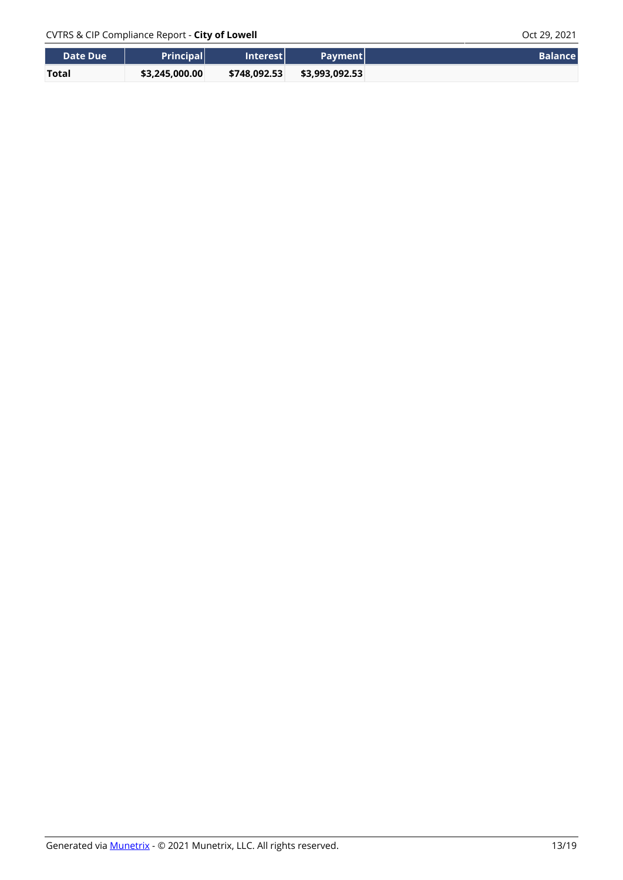| Date Due | Principal | Interest | Payment | Balance |
|---|---|---|---|---|
| **Total** | **$3,245,000.00** | **$748,092.53** | **$3,993,092.53** | |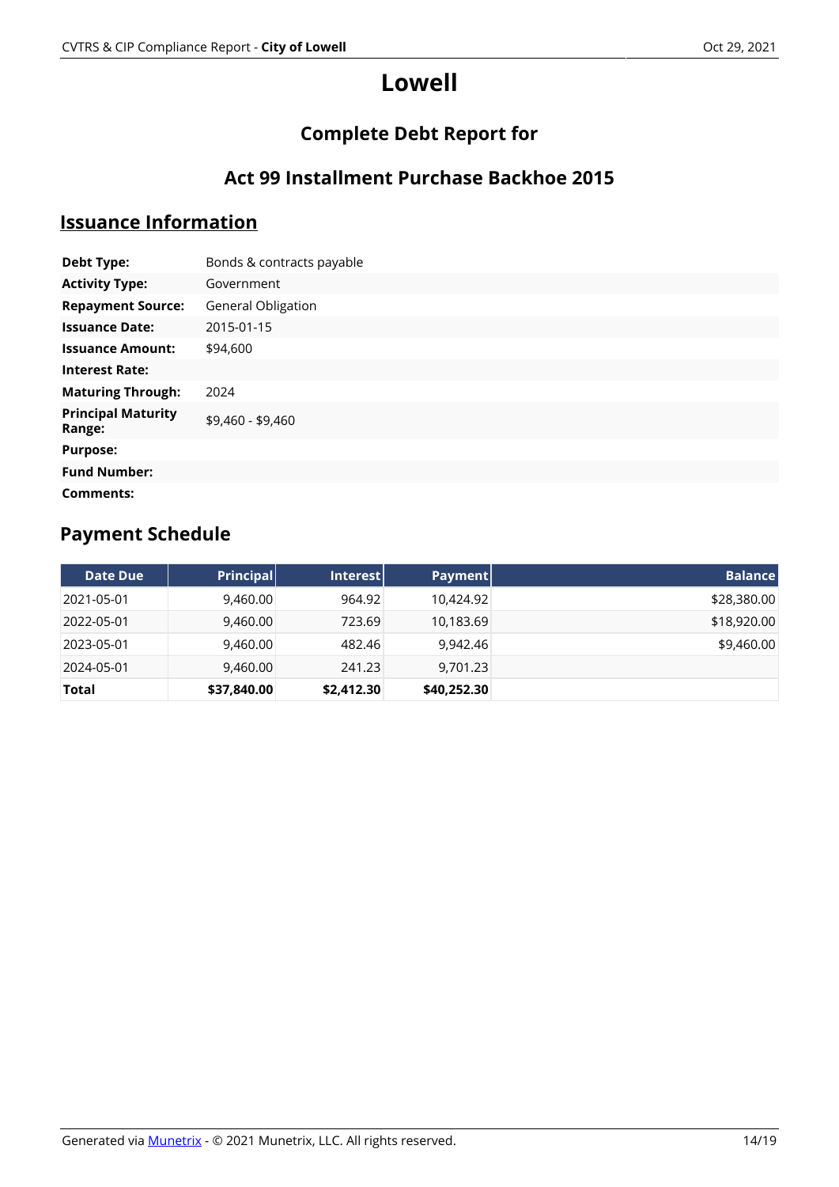# Lowell

## Complete Debt Report for

## Act 99 Installment Purchase Backhoe 2015

## Issuance Information

| | |
|---|---|
| **Debt Type:** | Bonds & contracts payable |
| **Activity Type:** | Government |
| **Repayment Source:** | General Obligation |
| **Issuance Date:** | 2015-01-15 |
| **Issuance Amount:** | $94,600 |
| **Interest Rate:** | |
| **Maturing Through:** | 2024 |
| **Principal Maturity Range:** | $9,460 - $9,460 |
| **Purpose:** | |
| **Fund Number:** | |
| **Comments:** | |

## Payment Schedule

| Date Due | Principal | Interest | Payment | Balance |
|---|---|---|---|---|
| 2021-05-01 | 9,460.00 | 964.92 | 10,424.92 | $28,380.00 |
| 2022-05-01 | 9,460.00 | 723.69 | 10,183.69 | $18,920.00 |
| 2023-05-01 | 9,460.00 | 482.46 | 9,942.46 | $9,460.00 |
| 2024-05-01 | 9,460.00 | 241.23 | 9,701.23 | |
| **Total** | **$37,840.00** | **$2,412.30** | **$40,252.30** | |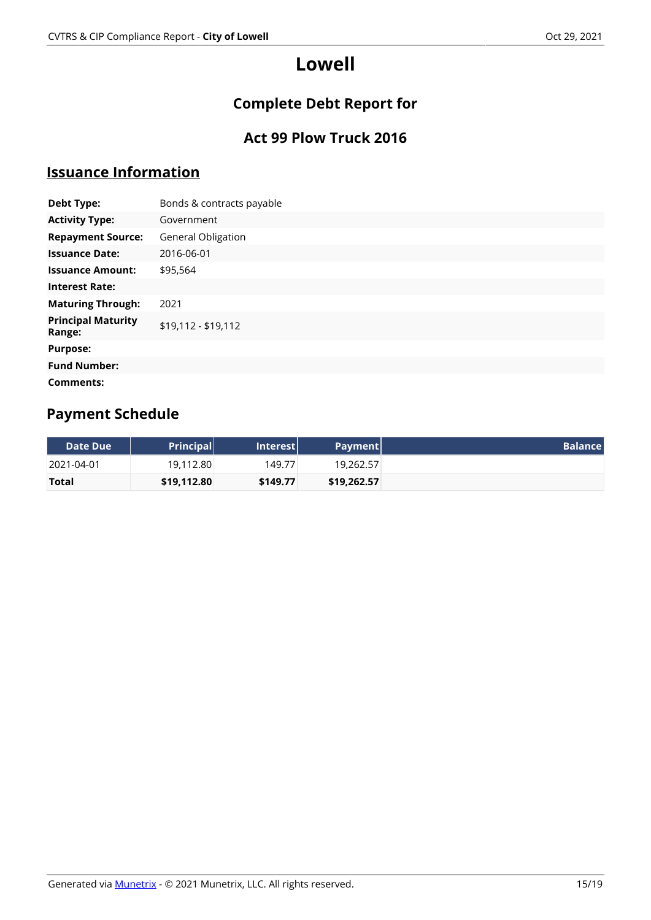# Lowell

## Complete Debt Report for

## Act 99 Plow Truck 2016

## Issuance Information

| | |
|---|---|
| **Debt Type:** | Bonds & contracts payable |
| **Activity Type:** | Government |
| **Repayment Source:** | General Obligation |
| **Issuance Date:** | 2016-06-01 |
| **Issuance Amount:** | $95,564 |
| **Interest Rate:** | |
| **Maturing Through:** | 2021 |
| **Principal Maturity Range:** | $19,112 - $19,112 |
| **Purpose:** | |
| **Fund Number:** | |
| **Comments:** | |

## Payment Schedule

| Date Due | Principal | Interest | Payment | Balance |
|---|---|---|---|---|
| 2021-04-01 | 19,112.80 | 149.77 | 19,262.57 | |
| **Total** | **$19,112.80** | **$149.77** | **$19,262.57** | |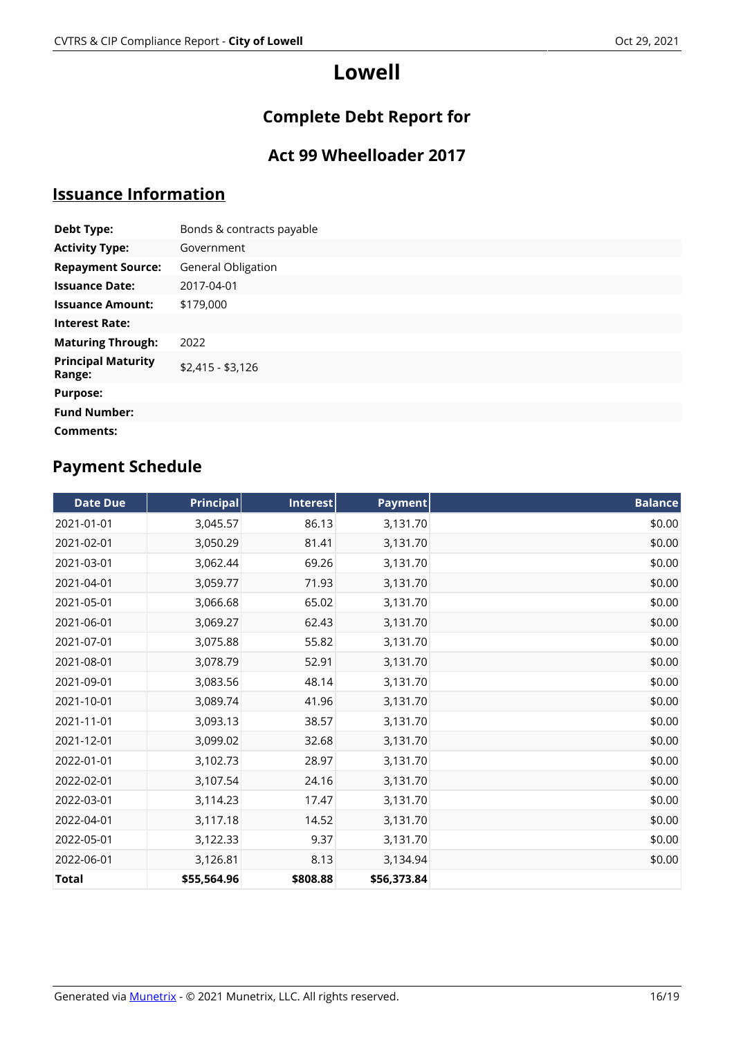# Lowell

## Complete Debt Report for

## Act 99 Wheelloader 2017

## Issuance Information

| | |
|---|---|
| **Debt Type:** | Bonds & contracts payable |
| **Activity Type:** | Government |
| **Repayment Source:** | General Obligation |
| **Issuance Date:** | 2017-04-01 |
| **Issuance Amount:** | $179,000 |
| **Interest Rate:** | |
| **Maturing Through:** | 2022 |
| **Principal Maturity Range:** | $2,415 - $3,126 |
| **Purpose:** | |
| **Fund Number:** | |
| **Comments:** | |

## Payment Schedule

| Date Due | Principal | Interest | Payment | Balance |
|---|---|---|---|---|
| 2021-01-01 | 3,045.57 | 86.13 | 3,131.70 | $0.00 |
| 2021-02-01 | 3,050.29 | 81.41 | 3,131.70 | $0.00 |
| 2021-03-01 | 3,062.44 | 69.26 | 3,131.70 | $0.00 |
| 2021-04-01 | 3,059.77 | 71.93 | 3,131.70 | $0.00 |
| 2021-05-01 | 3,066.68 | 65.02 | 3,131.70 | $0.00 |
| 2021-06-01 | 3,069.27 | 62.43 | 3,131.70 | $0.00 |
| 2021-07-01 | 3,075.88 | 55.82 | 3,131.70 | $0.00 |
| 2021-08-01 | 3,078.79 | 52.91 | 3,131.70 | $0.00 |
| 2021-09-01 | 3,083.56 | 48.14 | 3,131.70 | $0.00 |
| 2021-10-01 | 3,089.74 | 41.96 | 3,131.70 | $0.00 |
| 2021-11-01 | 3,093.13 | 38.57 | 3,131.70 | $0.00 |
| 2021-12-01 | 3,099.02 | 32.68 | 3,131.70 | $0.00 |
| 2022-01-01 | 3,102.73 | 28.97 | 3,131.70 | $0.00 |
| 2022-02-01 | 3,107.54 | 24.16 | 3,131.70 | $0.00 |
| 2022-03-01 | 3,114.23 | 17.47 | 3,131.70 | $0.00 |
| 2022-04-01 | 3,117.18 | 14.52 | 3,131.70 | $0.00 |
| 2022-05-01 | 3,122.33 | 9.37 | 3,131.70 | $0.00 |
| 2022-06-01 | 3,126.81 | 8.13 | 3,134.94 | $0.00 |
| **Total** | **$55,564.96** | **$808.88** | **$56,373.84** | |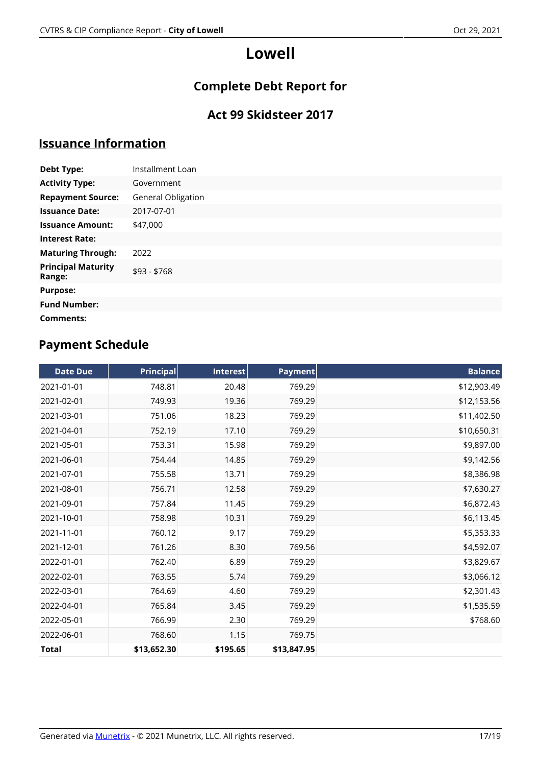# Lowell

## Complete Debt Report for

## Act 99 Skidsteer 2017

## Issuance Information

| | |
|---|---|
| **Debt Type:** | Installment Loan |
| **Activity Type:** | Government |
| **Repayment Source:** | General Obligation |
| **Issuance Date:** | 2017-07-01 |
| **Issuance Amount:** | $47,000 |
| **Interest Rate:** | |
| **Maturing Through:** | 2022 |
| **Principal Maturity Range:** | $93 - $768 |
| **Purpose:** | |
| **Fund Number:** | |
| **Comments:** | |

## Payment Schedule

| Date Due | Principal | Interest | Payment | Balance |
|---|---|---|---|---|
| 2021-01-01 | 748.81 | 20.48 | 769.29 | $12,903.49 |
| 2021-02-01 | 749.93 | 19.36 | 769.29 | $12,153.56 |
| 2021-03-01 | 751.06 | 18.23 | 769.29 | $11,402.50 |
| 2021-04-01 | 752.19 | 17.10 | 769.29 | $10,650.31 |
| 2021-05-01 | 753.31 | 15.98 | 769.29 | $9,897.00 |
| 2021-06-01 | 754.44 | 14.85 | 769.29 | $9,142.56 |
| 2021-07-01 | 755.58 | 13.71 | 769.29 | $8,386.98 |
| 2021-08-01 | 756.71 | 12.58 | 769.29 | $7,630.27 |
| 2021-09-01 | 757.84 | 11.45 | 769.29 | $6,872.43 |
| 2021-10-01 | 758.98 | 10.31 | 769.29 | $6,113.45 |
| 2021-11-01 | 760.12 | 9.17 | 769.29 | $5,353.33 |
| 2021-12-01 | 761.26 | 8.30 | 769.56 | $4,592.07 |
| 2022-01-01 | 762.40 | 6.89 | 769.29 | $3,829.67 |
| 2022-02-01 | 763.55 | 5.74 | 769.29 | $3,066.12 |
| 2022-03-01 | 764.69 | 4.60 | 769.29 | $2,301.43 |
| 2022-04-01 | 765.84 | 3.45 | 769.29 | $1,535.59 |
| 2022-05-01 | 766.99 | 2.30 | 769.29 | $768.60 |
| 2022-06-01 | 768.60 | 1.15 | 769.75 | |
| **Total** | **$13,652.30** | **$195.65** | **$13,847.95** | |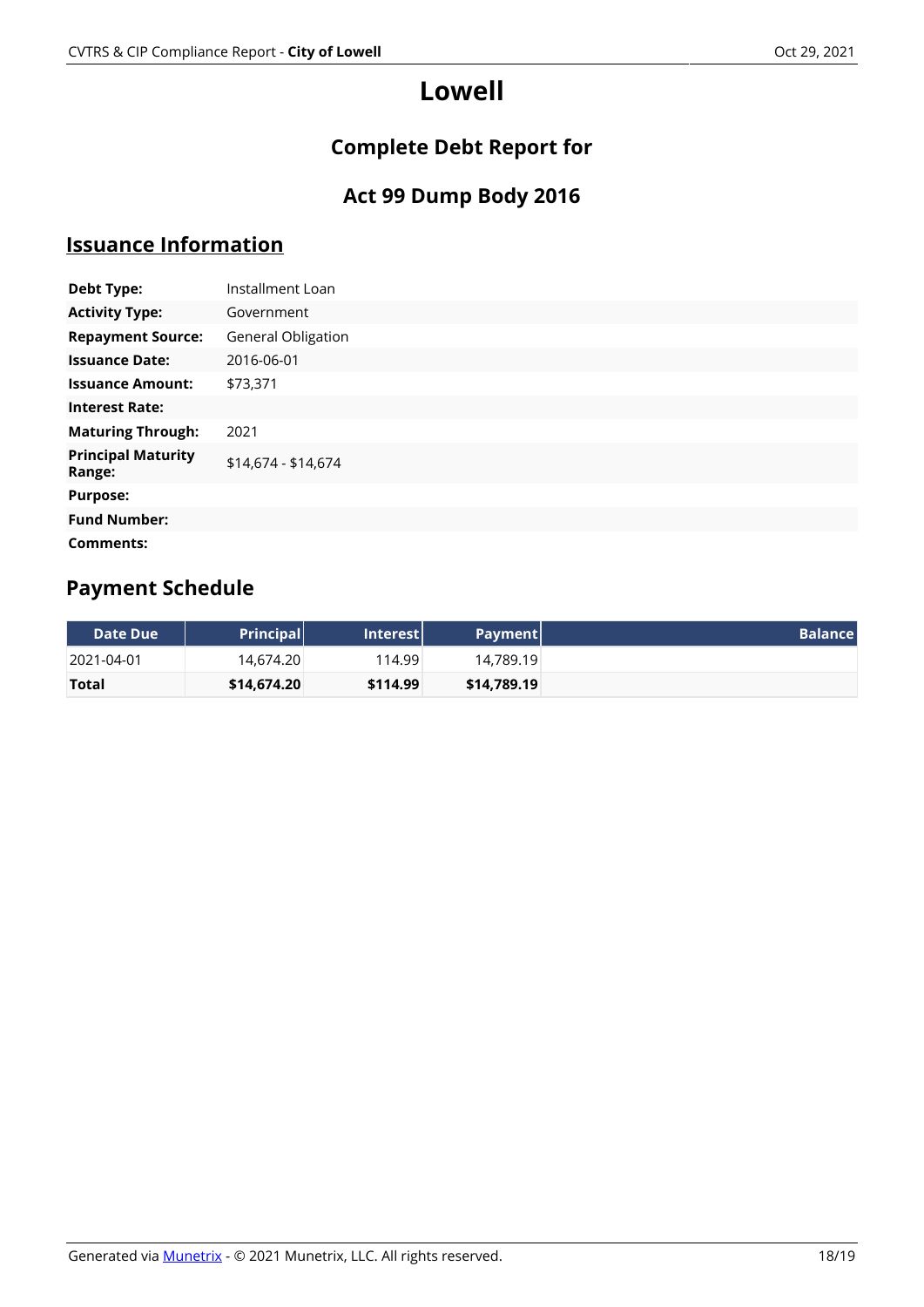# Lowell

## Complete Debt Report for

## Act 99 Dump Body 2016

## Issuance Information

| | |
|---|---|
| **Debt Type:** | Installment Loan |
| **Activity Type:** | Government |
| **Repayment Source:** | General Obligation |
| **Issuance Date:** | 2016-06-01 |
| **Issuance Amount:** | $73,371 |
| **Interest Rate:** | |
| **Maturing Through:** | 2021 |
| **Principal Maturity Range:** | $14,674 - $14,674 |
| **Purpose:** | |
| **Fund Number:** | |
| **Comments:** | |

## Payment Schedule

| Date Due | Principal | Interest | Payment | Balance |
|---|---|---|---|---|
| 2021-04-01 | 14,674.20 | 114.99 | 14,789.19 | |
| **Total** | **$14,674.20** | **$114.99** | **$14,789.19** | |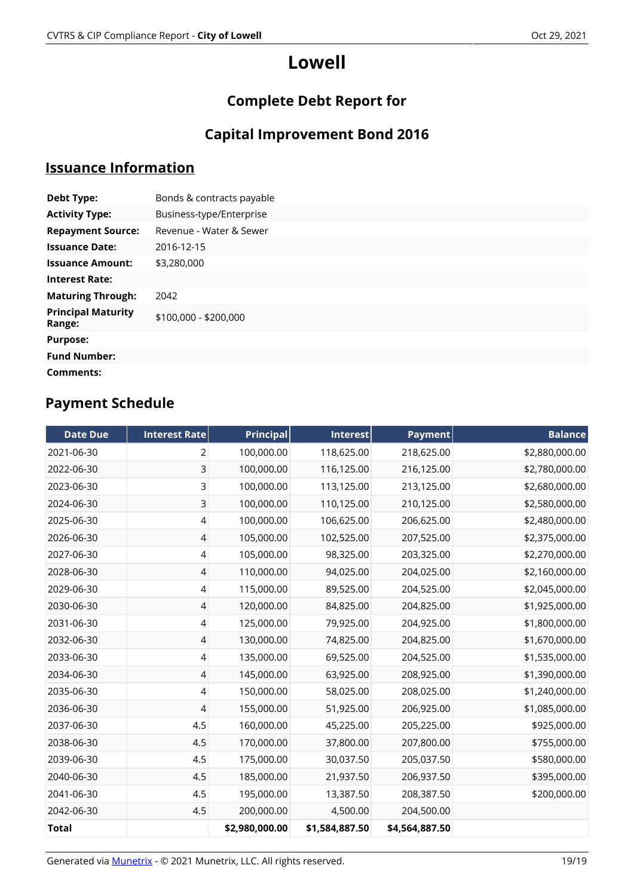# Lowell

## Complete Debt Report for

## Capital Improvement Bond 2016

## Issuance Information

| | |
|---|---|
| **Debt Type:** | Bonds & contracts payable |
| **Activity Type:** | Business-type/Enterprise |
| **Repayment Source:** | Revenue - Water & Sewer |
| **Issuance Date:** | 2016-12-15 |
| **Issuance Amount:** | $3,280,000 |
| **Interest Rate:** | |
| **Maturing Through:** | 2042 |
| **Principal Maturity Range:** | $100,000 - $200,000 |
| **Purpose:** | |
| **Fund Number:** | |
| **Comments:** | |

## Payment Schedule

| Date Due | Interest Rate | Principal | Interest | Payment | Balance |
|---|---|---|---|---|---|
| 2021-06-30 | 2 | 100,000.00 | 118,625.00 | 218,625.00 | $2,880,000.00 |
| 2022-06-30 | 3 | 100,000.00 | 116,125.00 | 216,125.00 | $2,780,000.00 |
| 2023-06-30 | 3 | 100,000.00 | 113,125.00 | 213,125.00 | $2,680,000.00 |
| 2024-06-30 | 3 | 100,000.00 | 110,125.00 | 210,125.00 | $2,580,000.00 |
| 2025-06-30 | 4 | 100,000.00 | 106,625.00 | 206,625.00 | $2,480,000.00 |
| 2026-06-30 | 4 | 105,000.00 | 102,525.00 | 207,525.00 | $2,375,000.00 |
| 2027-06-30 | 4 | 105,000.00 | 98,325.00 | 203,325.00 | $2,270,000.00 |
| 2028-06-30 | 4 | 110,000.00 | 94,025.00 | 204,025.00 | $2,160,000.00 |
| 2029-06-30 | 4 | 115,000.00 | 89,525.00 | 204,525.00 | $2,045,000.00 |
| 2030-06-30 | 4 | 120,000.00 | 84,825.00 | 204,825.00 | $1,925,000.00 |
| 2031-06-30 | 4 | 125,000.00 | 79,925.00 | 204,925.00 | $1,800,000.00 |
| 2032-06-30 | 4 | 130,000.00 | 74,825.00 | 204,825.00 | $1,670,000.00 |
| 2033-06-30 | 4 | 135,000.00 | 69,525.00 | 204,525.00 | $1,535,000.00 |
| 2034-06-30 | 4 | 145,000.00 | 63,925.00 | 208,925.00 | $1,390,000.00 |
| 2035-06-30 | 4 | 150,000.00 | 58,025.00 | 208,025.00 | $1,240,000.00 |
| 2036-06-30 | 4 | 155,000.00 | 51,925.00 | 206,925.00 | $1,085,000.00 |
| 2037-06-30 | 4.5 | 160,000.00 | 45,225.00 | 205,225.00 | $925,000.00 |
| 2038-06-30 | 4.5 | 170,000.00 | 37,800.00 | 207,800.00 | $755,000.00 |
| 2039-06-30 | 4.5 | 175,000.00 | 30,037.50 | 205,037.50 | $580,000.00 |
| 2040-06-30 | 4.5 | 185,000.00 | 21,937.50 | 206,937.50 | $395,000.00 |
| 2041-06-30 | 4.5 | 195,000.00 | 13,387.50 | 208,387.50 | $200,000.00 |
| 2042-06-30 | 4.5 | 200,000.00 | 4,500.00 | 204,500.00 | |
| **Total** | | **$2,980,000.00** | **$1,584,887.50** | **$4,564,887.50** | |